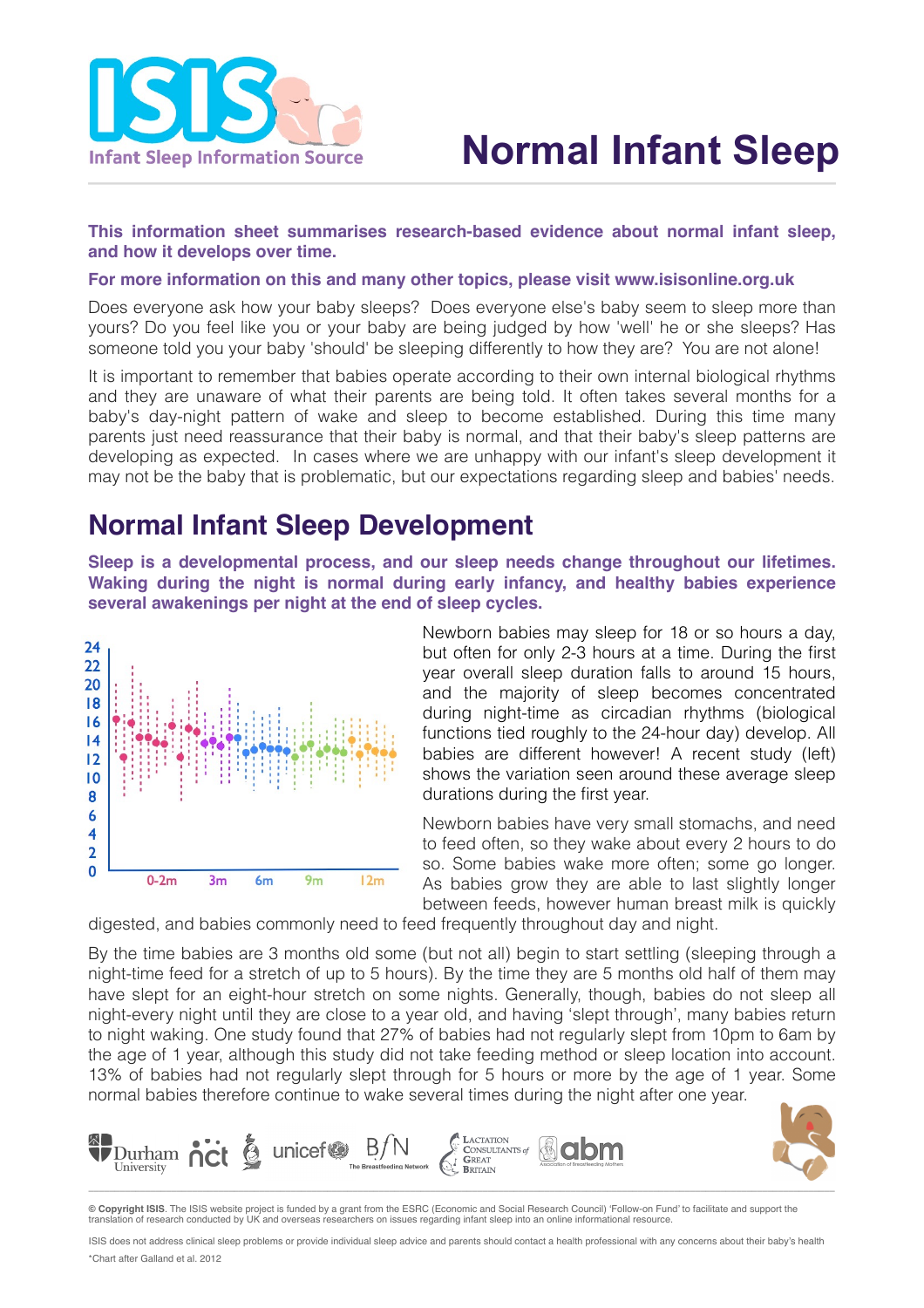# Normal Infant Sleep

ISIS Infant Sleep Information Source

**This information sheet summarises research-based evidence about normal infant sleep, and how it develops over time.**

**For more information on this and many other topics, please visit www.isisonline.org.uk**

Does everyone ask how your baby sleeps? Does everyone else's baby seem to sleep more than yours? Do you feel like you or your baby are being judged by how 'well' he or she sleeps? Has someone told you your baby 'should' be sleeping differently to how they are? You are not alone!

It is important to remember that babies operate according to their own internal biological rhythms and they are unaware of what their parents are being told. It often takes several months for a baby's day-night pattern of wake and sleep to become established. During this time many parents just need reassurance that their baby is normal, and that their baby's sleep patterns are developing as expected. In cases where we are unhappy with our infant's sleep development it may not be the baby that is problematic, but our expectations regarding sleep and babies' needs.

## Normal Infant Sleep Development

**Sleep is a developmental process, and our sleep needs change throughout our lifetimes. Waking during the night is normal during early infancy, and healthy babies experience several awakenings per night at the end of sleep cycles.**

Newborn babies may sleep for 18 or so hours a day, but often for only 2-3 hours at a time. During the first year overall sleep duration falls to around 15 hours, and the majority of sleep becomes concentrated during night-time as circadian rhythms (biological functions tied roughly to the 24-hour day) develop. All babies are different however! A recent study (left) shows the variation seen around these average sleep durations during the first year.

Newborn babies have very small stomachs, and need to feed often, so they wake about every 2 hours to do so. Some babies wake more often; some go longer. As babies grow they are able to last slightly longer between feeds, however human breast milk is quickly digested, and babies commonly need to feed frequently throughout day and night.

By the time babies are 3 months old some (but not all) begin to start settling (sleeping through a night-time feed for a stretch of up to 5 hours). By the time they are 5 months old half of them may have slept for an eight-hour stretch on some nights. Generally, though, babies do not sleep all night-every night until they are close to a year old, and having 'slept through', many babies return to night waking. One study found that 27% of babies had not regularly slept from 10pm to 6am by the age of 1 year, although this study did not take feeding method or sleep location into account. 13% of babies had not regularly slept through for 5 hours or more by the age of 1 year. Some normal babies therefore continue to wake several times during the night after one year.

Durham University · nct · unicef · BfN The Breastfeeding Network · Lactation Consultants of Great Britain · abm Association of Breastfeeding Mothers

**© Copyright ISIS**. The ISIS website project is funded by a grant from the ESRC (Economic and Social Research Council) 'Follow-on Fund' to facilitate and support the translation of research conducted by UK and overseas researchers on issues regarding infant sleep into an online informational resource.

ISIS does not address clinical sleep problems or provide individual sleep advice and parents should contact a health professional with any concerns about their baby's health

*Chart after Galland et al. 2012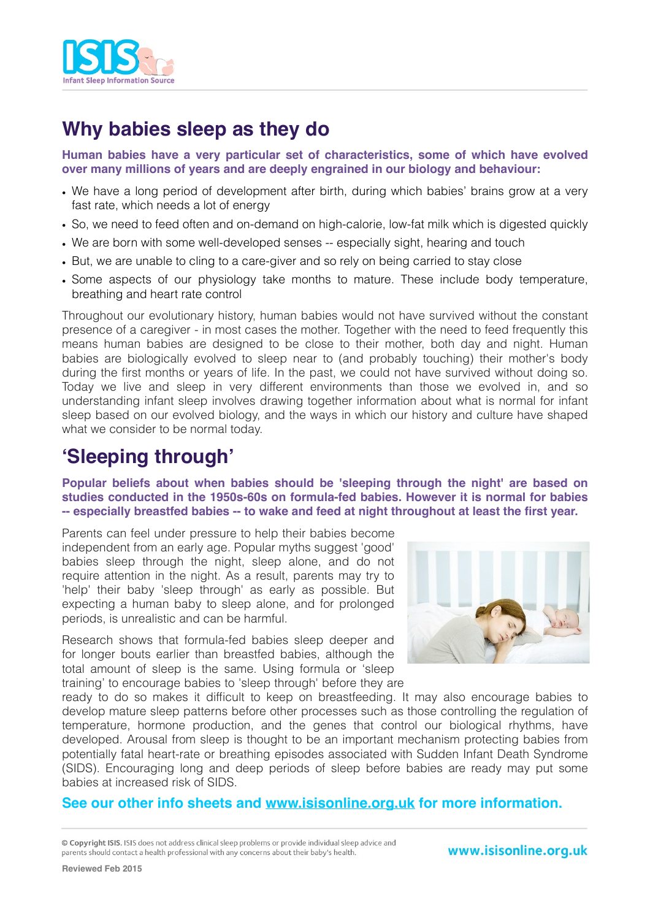# Why babies sleep as they do

**Human babies have a very particular set of characteristics, some of which have evolved over many millions of years and are deeply engrained in our biology and behaviour:**

- We have a long period of development after birth, during which babies' brains grow at a very fast rate, which needs a lot of energy
- So, we need to feed often and on-demand on high-calorie, low-fat milk which is digested quickly
- We are born with some well-developed senses -- especially sight, hearing and touch
- But, we are unable to cling to a care-giver and so rely on being carried to stay close
- Some aspects of our physiology take months to mature. These include body temperature, breathing and heart rate control

Throughout our evolutionary history, human babies would not have survived without the constant presence of a caregiver - in most cases the mother. Together with the need to feed frequently this means human babies are designed to be close to their mother, both day and night. Human babies are biologically evolved to sleep near to (and probably touching) their mother's body during the first months or years of life. In the past, we could not have survived without doing so. Today we live and sleep in very different environments than those we evolved in, and so understanding infant sleep involves drawing together information about what is normal for infant sleep based on our evolved biology, and the ways in which our history and culture have shaped what we consider to be normal today.

# 'Sleeping through'

**Popular beliefs about when babies should be 'sleeping through the night' are based on studies conducted in the 1950s-60s on formula-fed babies. However it is normal for babies -- especially breastfed babies -- to wake and feed at night throughout at least the first year.**

Parents can feel under pressure to help their babies become independent from an early age. Popular myths suggest 'good' babies sleep through the night, sleep alone, and do not require attention in the night. As a result, parents may try to 'help' their baby 'sleep through' as early as possible. But expecting a human baby to sleep alone, and for prolonged periods, is unrealistic and can be harmful.

Research shows that formula-fed babies sleep deeper and for longer bouts earlier than breastfed babies, although the total amount of sleep is the same. Using formula or 'sleep training' to encourage babies to 'sleep through' before they are ready to do so makes it difficult to keep on breastfeeding. It may also encourage babies to develop mature sleep patterns before other processes such as those controlling the regulation of temperature, hormone production, and the genes that control our biological rhythms, have developed. Arousal from sleep is thought to be an important mechanism protecting babies from potentially fatal heart-rate or breathing episodes associated with Sudden Infant Death Syndrome (SIDS). Encouraging long and deep periods of sleep before babies are ready may put some babies at increased risk of SIDS.

**See our other info sheets and [www.isisonline.org.uk](http://www.isisonline.org.uk) for more information.**

**© Copyright ISIS.** ISIS does not address clinical sleep problems or provide individual sleep advice and parents should contact a health professional with any concerns about their baby's health.

Reviewed Feb 2015